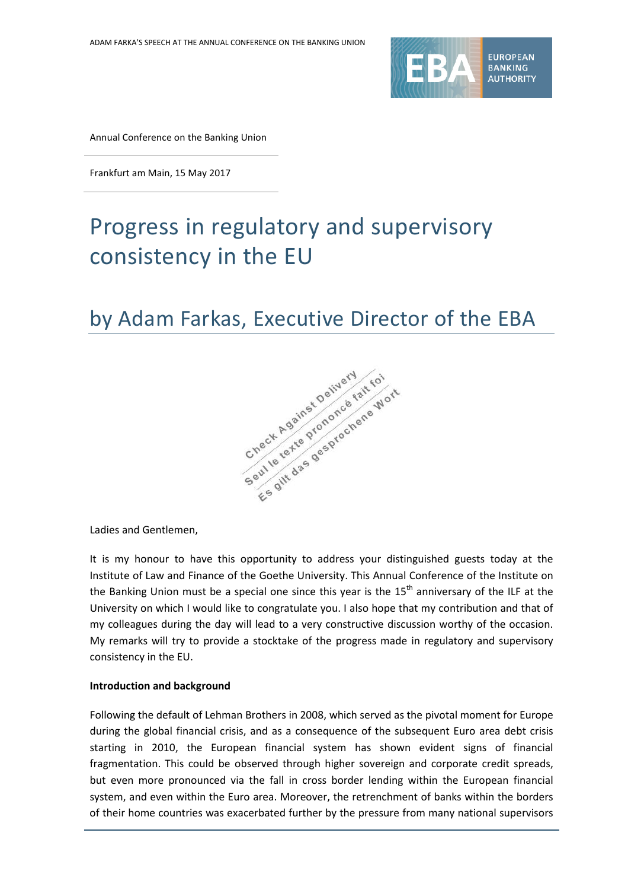Annual Conference on the Banking Union

Frankfurt am Main, 15 May 2017

# Progress in regulatory and supervisory consistency in the EU

## by Adam Farkas, Executive Director of the EBA

Check Against Delivery
Seul le texte prononcé fait foi
Es gilt das gesprochene Wort

Ladies and Gentlemen,

It is my honour to have this opportunity to address your distinguished guests today at the Institute of Law and Finance of the Goethe University. This Annual Conference of the Institute on the Banking Union must be a special one since this year is the 15th anniversary of the ILF at the University on which I would like to congratulate you. I also hope that my contribution and that of my colleagues during the day will lead to a very constructive discussion worthy of the occasion. My remarks will try to provide a stocktake of the progress made in regulatory and supervisory consistency in the EU.

**Introduction and background**

Following the default of Lehman Brothers in 2008, which served as the pivotal moment for Europe during the global financial crisis, and as a consequence of the subsequent Euro area debt crisis starting in 2010, the European financial system has shown evident signs of financial fragmentation. This could be observed through higher sovereign and corporate credit spreads, but even more pronounced via the fall in cross border lending within the European financial system, and even within the Euro area. Moreover, the retrenchment of banks within the borders of their home countries was exacerbated further by the pressure from many national supervisors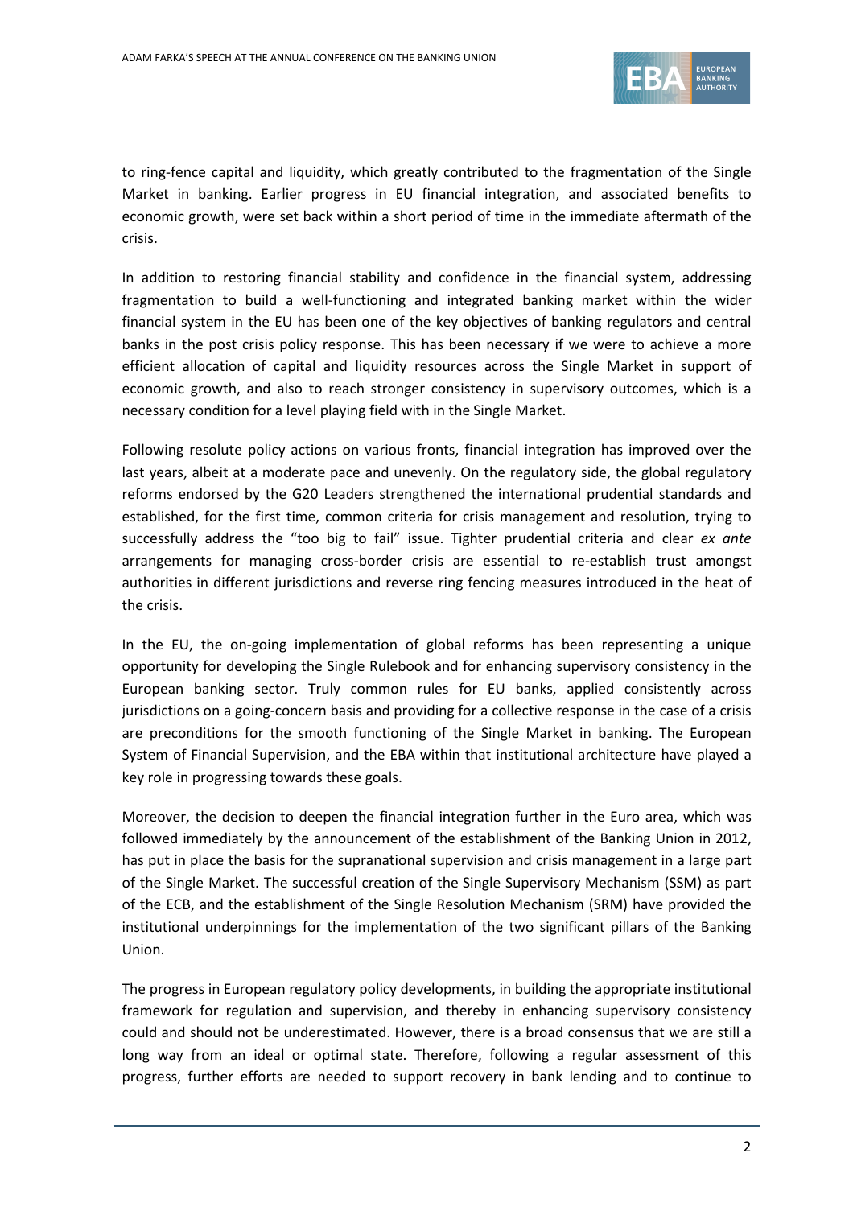to ring-fence capital and liquidity, which greatly contributed to the fragmentation of the Single Market in banking. Earlier progress in EU financial integration, and associated benefits to economic growth, were set back within a short period of time in the immediate aftermath of the crisis.

In addition to restoring financial stability and confidence in the financial system, addressing fragmentation to build a well-functioning and integrated banking market within the wider financial system in the EU has been one of the key objectives of banking regulators and central banks in the post crisis policy response. This has been necessary if we were to achieve a more efficient allocation of capital and liquidity resources across the Single Market in support of economic growth, and also to reach stronger consistency in supervisory outcomes, which is a necessary condition for a level playing field with in the Single Market.

Following resolute policy actions on various fronts, financial integration has improved over the last years, albeit at a moderate pace and unevenly. On the regulatory side, the global regulatory reforms endorsed by the G20 Leaders strengthened the international prudential standards and established, for the first time, common criteria for crisis management and resolution, trying to successfully address the "too big to fail" issue. Tighter prudential criteria and clear *ex ante* arrangements for managing cross-border crisis are essential to re-establish trust amongst authorities in different jurisdictions and reverse ring fencing measures introduced in the heat of the crisis.

In the EU, the on-going implementation of global reforms has been representing a unique opportunity for developing the Single Rulebook and for enhancing supervisory consistency in the European banking sector. Truly common rules for EU banks, applied consistently across jurisdictions on a going-concern basis and providing for a collective response in the case of a crisis are preconditions for the smooth functioning of the Single Market in banking. The European System of Financial Supervision, and the EBA within that institutional architecture have played a key role in progressing towards these goals.

Moreover, the decision to deepen the financial integration further in the Euro area, which was followed immediately by the announcement of the establishment of the Banking Union in 2012, has put in place the basis for the supranational supervision and crisis management in a large part of the Single Market. The successful creation of the Single Supervisory Mechanism (SSM) as part of the ECB, and the establishment of the Single Resolution Mechanism (SRM) have provided the institutional underpinnings for the implementation of the two significant pillars of the Banking Union.

The progress in European regulatory policy developments, in building the appropriate institutional framework for regulation and supervision, and thereby in enhancing supervisory consistency could and should not be underestimated. However, there is a broad consensus that we are still a long way from an ideal or optimal state. Therefore, following a regular assessment of this progress, further efforts are needed to support recovery in bank lending and to continue to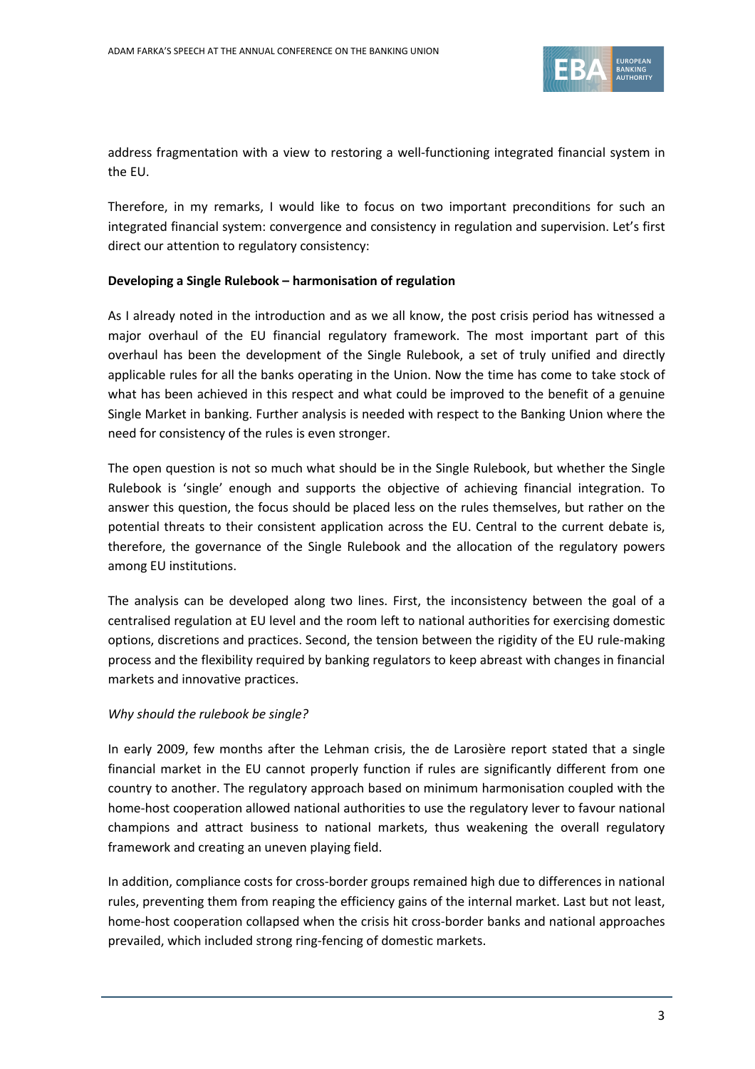address fragmentation with a view to restoring a well-functioning integrated financial system in the EU.

Therefore, in my remarks, I would like to focus on two important preconditions for such an integrated financial system: convergence and consistency in regulation and supervision. Let's first direct our attention to regulatory consistency:

**Developing a Single Rulebook – harmonisation of regulation**

As I already noted in the introduction and as we all know, the post crisis period has witnessed a major overhaul of the EU financial regulatory framework. The most important part of this overhaul has been the development of the Single Rulebook, a set of truly unified and directly applicable rules for all the banks operating in the Union. Now the time has come to take stock of what has been achieved in this respect and what could be improved to the benefit of a genuine Single Market in banking. Further analysis is needed with respect to the Banking Union where the need for consistency of the rules is even stronger.

The open question is not so much what should be in the Single Rulebook, but whether the Single Rulebook is 'single' enough and supports the objective of achieving financial integration. To answer this question, the focus should be placed less on the rules themselves, but rather on the potential threats to their consistent application across the EU. Central to the current debate is, therefore, the governance of the Single Rulebook and the allocation of the regulatory powers among EU institutions.

The analysis can be developed along two lines. First, the inconsistency between the goal of a centralised regulation at EU level and the room left to national authorities for exercising domestic options, discretions and practices. Second, the tension between the rigidity of the EU rule-making process and the flexibility required by banking regulators to keep abreast with changes in financial markets and innovative practices.

*Why should the rulebook be single?*

In early 2009, few months after the Lehman crisis, the de Larosière report stated that a single financial market in the EU cannot properly function if rules are significantly different from one country to another. The regulatory approach based on minimum harmonisation coupled with the home-host cooperation allowed national authorities to use the regulatory lever to favour national champions and attract business to national markets, thus weakening the overall regulatory framework and creating an uneven playing field.

In addition, compliance costs for cross-border groups remained high due to differences in national rules, preventing them from reaping the efficiency gains of the internal market. Last but not least, home-host cooperation collapsed when the crisis hit cross-border banks and national approaches prevailed, which included strong ring-fencing of domestic markets.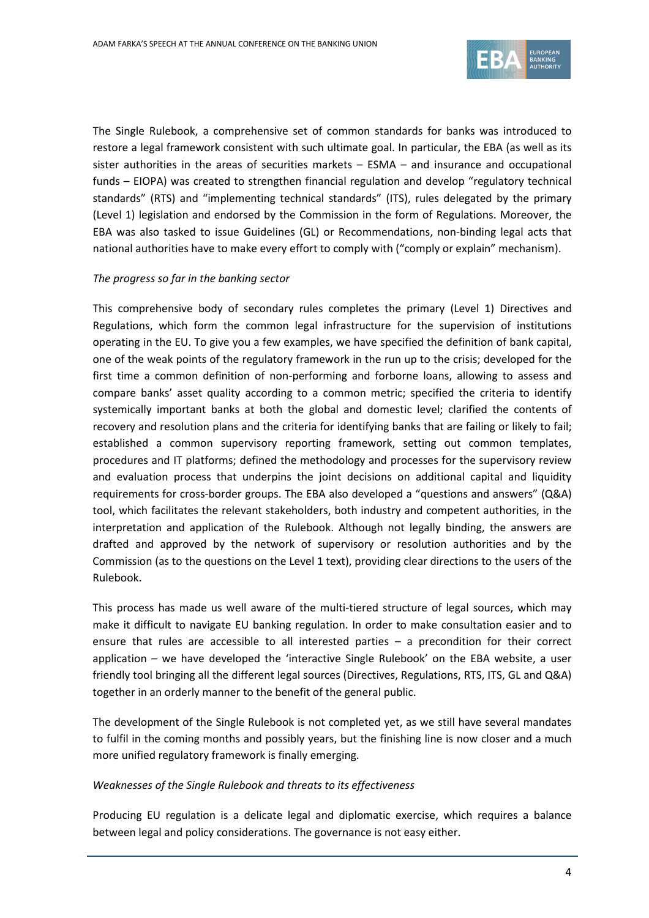The Single Rulebook, a comprehensive set of common standards for banks was introduced to restore a legal framework consistent with such ultimate goal. In particular, the EBA (as well as its sister authorities in the areas of securities markets – ESMA – and insurance and occupational funds – EIOPA) was created to strengthen financial regulation and develop "regulatory technical standards" (RTS) and "implementing technical standards" (ITS), rules delegated by the primary (Level 1) legislation and endorsed by the Commission in the form of Regulations. Moreover, the EBA was also tasked to issue Guidelines (GL) or Recommendations, non-binding legal acts that national authorities have to make every effort to comply with ("comply or explain" mechanism).

*The progress so far in the banking sector*

This comprehensive body of secondary rules completes the primary (Level 1) Directives and Regulations, which form the common legal infrastructure for the supervision of institutions operating in the EU. To give you a few examples, we have specified the definition of bank capital, one of the weak points of the regulatory framework in the run up to the crisis; developed for the first time a common definition of non-performing and forborne loans, allowing to assess and compare banks' asset quality according to a common metric; specified the criteria to identify systemically important banks at both the global and domestic level; clarified the contents of recovery and resolution plans and the criteria for identifying banks that are failing or likely to fail; established a common supervisory reporting framework, setting out common templates, procedures and IT platforms; defined the methodology and processes for the supervisory review and evaluation process that underpins the joint decisions on additional capital and liquidity requirements for cross-border groups. The EBA also developed a "questions and answers" (Q&A) tool, which facilitates the relevant stakeholders, both industry and competent authorities, in the interpretation and application of the Rulebook. Although not legally binding, the answers are drafted and approved by the network of supervisory or resolution authorities and by the Commission (as to the questions on the Level 1 text), providing clear directions to the users of the Rulebook.

This process has made us well aware of the multi-tiered structure of legal sources, which may make it difficult to navigate EU banking regulation. In order to make consultation easier and to ensure that rules are accessible to all interested parties – a precondition for their correct application – we have developed the 'interactive Single Rulebook' on the EBA website, a user friendly tool bringing all the different legal sources (Directives, Regulations, RTS, ITS, GL and Q&A) together in an orderly manner to the benefit of the general public.

The development of the Single Rulebook is not completed yet, as we still have several mandates to fulfil in the coming months and possibly years, but the finishing line is now closer and a much more unified regulatory framework is finally emerging.

*Weaknesses of the Single Rulebook and threats to its effectiveness*

Producing EU regulation is a delicate legal and diplomatic exercise, which requires a balance between legal and policy considerations. The governance is not easy either.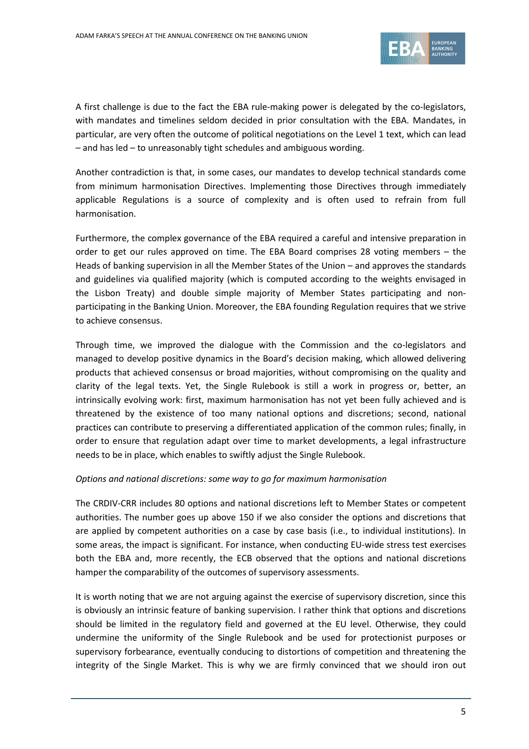A first challenge is due to the fact the EBA rule-making power is delegated by the co-legislators, with mandates and timelines seldom decided in prior consultation with the EBA. Mandates, in particular, are very often the outcome of political negotiations on the Level 1 text, which can lead – and has led – to unreasonably tight schedules and ambiguous wording.

Another contradiction is that, in some cases, our mandates to develop technical standards come from minimum harmonisation Directives. Implementing those Directives through immediately applicable Regulations is a source of complexity and is often used to refrain from full harmonisation.

Furthermore, the complex governance of the EBA required a careful and intensive preparation in order to get our rules approved on time. The EBA Board comprises 28 voting members – the Heads of banking supervision in all the Member States of the Union – and approves the standards and guidelines via qualified majority (which is computed according to the weights envisaged in the Lisbon Treaty) and double simple majority of Member States participating and non-participating in the Banking Union. Moreover, the EBA founding Regulation requires that we strive to achieve consensus.

Through time, we improved the dialogue with the Commission and the co-legislators and managed to develop positive dynamics in the Board's decision making, which allowed delivering products that achieved consensus or broad majorities, without compromising on the quality and clarity of the legal texts. Yet, the Single Rulebook is still a work in progress or, better, an intrinsically evolving work: first, maximum harmonisation has not yet been fully achieved and is threatened by the existence of too many national options and discretions; second, national practices can contribute to preserving a differentiated application of the common rules; finally, in order to ensure that regulation adapt over time to market developments, a legal infrastructure needs to be in place, which enables to swiftly adjust the Single Rulebook.

*Options and national discretions: some way to go for maximum harmonisation*

The CRDIV-CRR includes 80 options and national discretions left to Member States or competent authorities. The number goes up above 150 if we also consider the options and discretions that are applied by competent authorities on a case by case basis (i.e., to individual institutions). In some areas, the impact is significant. For instance, when conducting EU-wide stress test exercises both the EBA and, more recently, the ECB observed that the options and national discretions hamper the comparability of the outcomes of supervisory assessments.

It is worth noting that we are not arguing against the exercise of supervisory discretion, since this is obviously an intrinsic feature of banking supervision. I rather think that options and discretions should be limited in the regulatory field and governed at the EU level. Otherwise, they could undermine the uniformity of the Single Rulebook and be used for protectionist purposes or supervisory forbearance, eventually conducing to distortions of competition and threatening the integrity of the Single Market. This is why we are firmly convinced that we should iron out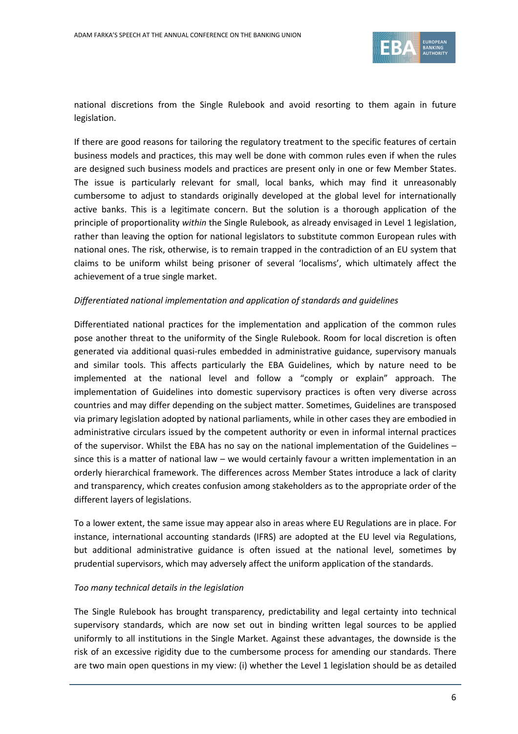national discretions from the Single Rulebook and avoid resorting to them again in future legislation.

If there are good reasons for tailoring the regulatory treatment to the specific features of certain business models and practices, this may well be done with common rules even if when the rules are designed such business models and practices are present only in one or few Member States. The issue is particularly relevant for small, local banks, which may find it unreasonably cumbersome to adjust to standards originally developed at the global level for internationally active banks. This is a legitimate concern. But the solution is a thorough application of the principle of proportionality *within* the Single Rulebook, as already envisaged in Level 1 legislation, rather than leaving the option for national legislators to substitute common European rules with national ones. The risk, otherwise, is to remain trapped in the contradiction of an EU system that claims to be uniform whilst being prisoner of several 'localisms', which ultimately affect the achievement of a true single market.

*Differentiated national implementation and application of standards and guidelines*

Differentiated national practices for the implementation and application of the common rules pose another threat to the uniformity of the Single Rulebook. Room for local discretion is often generated via additional quasi-rules embedded in administrative guidance, supervisory manuals and similar tools. This affects particularly the EBA Guidelines, which by nature need to be implemented at the national level and follow a "comply or explain" approach. The implementation of Guidelines into domestic supervisory practices is often very diverse across countries and may differ depending on the subject matter. Sometimes, Guidelines are transposed via primary legislation adopted by national parliaments, while in other cases they are embodied in administrative circulars issued by the competent authority or even in informal internal practices of the supervisor. Whilst the EBA has no say on the national implementation of the Guidelines – since this is a matter of national law – we would certainly favour a written implementation in an orderly hierarchical framework. The differences across Member States introduce a lack of clarity and transparency, which creates confusion among stakeholders as to the appropriate order of the different layers of legislations.

To a lower extent, the same issue may appear also in areas where EU Regulations are in place. For instance, international accounting standards (IFRS) are adopted at the EU level via Regulations, but additional administrative guidance is often issued at the national level, sometimes by prudential supervisors, which may adversely affect the uniform application of the standards.

*Too many technical details in the legislation*

The Single Rulebook has brought transparency, predictability and legal certainty into technical supervisory standards, which are now set out in binding written legal sources to be applied uniformly to all institutions in the Single Market. Against these advantages, the downside is the risk of an excessive rigidity due to the cumbersome process for amending our standards. There are two main open questions in my view: (i) whether the Level 1 legislation should be as detailed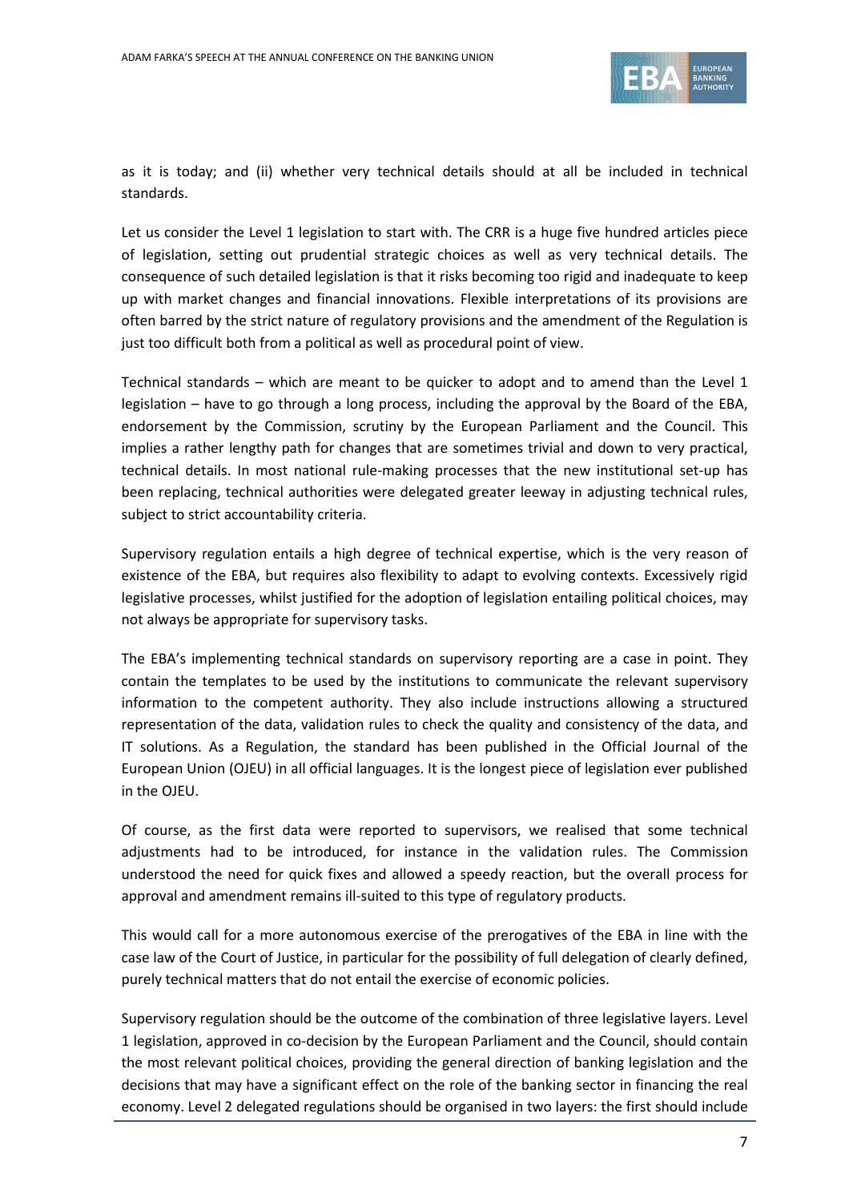as it is today; and (ii) whether very technical details should at all be included in technical standards.

Let us consider the Level 1 legislation to start with. The CRR is a huge five hundred articles piece of legislation, setting out prudential strategic choices as well as very technical details. The consequence of such detailed legislation is that it risks becoming too rigid and inadequate to keep up with market changes and financial innovations. Flexible interpretations of its provisions are often barred by the strict nature of regulatory provisions and the amendment of the Regulation is just too difficult both from a political as well as procedural point of view.

Technical standards – which are meant to be quicker to adopt and to amend than the Level 1 legislation – have to go through a long process, including the approval by the Board of the EBA, endorsement by the Commission, scrutiny by the European Parliament and the Council. This implies a rather lengthy path for changes that are sometimes trivial and down to very practical, technical details. In most national rule-making processes that the new institutional set-up has been replacing, technical authorities were delegated greater leeway in adjusting technical rules, subject to strict accountability criteria.

Supervisory regulation entails a high degree of technical expertise, which is the very reason of existence of the EBA, but requires also flexibility to adapt to evolving contexts. Excessively rigid legislative processes, whilst justified for the adoption of legislation entailing political choices, may not always be appropriate for supervisory tasks.

The EBA's implementing technical standards on supervisory reporting are a case in point. They contain the templates to be used by the institutions to communicate the relevant supervisory information to the competent authority. They also include instructions allowing a structured representation of the data, validation rules to check the quality and consistency of the data, and IT solutions. As a Regulation, the standard has been published in the Official Journal of the European Union (OJEU) in all official languages. It is the longest piece of legislation ever published in the OJEU.

Of course, as the first data were reported to supervisors, we realised that some technical adjustments had to be introduced, for instance in the validation rules. The Commission understood the need for quick fixes and allowed a speedy reaction, but the overall process for approval and amendment remains ill-suited to this type of regulatory products.

This would call for a more autonomous exercise of the prerogatives of the EBA in line with the case law of the Court of Justice, in particular for the possibility of full delegation of clearly defined, purely technical matters that do not entail the exercise of economic policies.

Supervisory regulation should be the outcome of the combination of three legislative layers. Level 1 legislation, approved in co-decision by the European Parliament and the Council, should contain the most relevant political choices, providing the general direction of banking legislation and the decisions that may have a significant effect on the role of the banking sector in financing the real economy. Level 2 delegated regulations should be organised in two layers: the first should include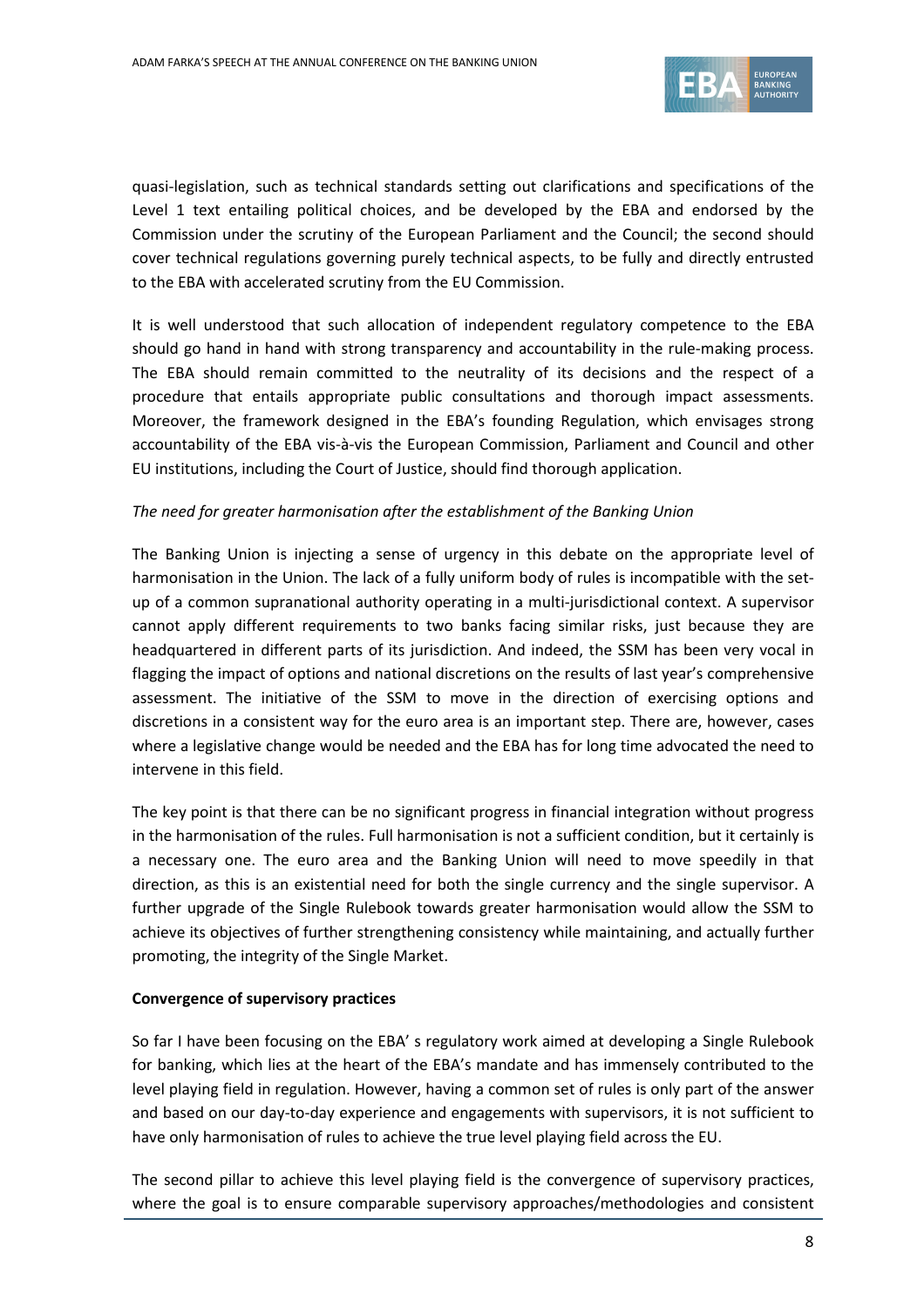quasi-legislation, such as technical standards setting out clarifications and specifications of the Level 1 text entailing political choices, and be developed by the EBA and endorsed by the Commission under the scrutiny of the European Parliament and the Council; the second should cover technical regulations governing purely technical aspects, to be fully and directly entrusted to the EBA with accelerated scrutiny from the EU Commission.

It is well understood that such allocation of independent regulatory competence to the EBA should go hand in hand with strong transparency and accountability in the rule-making process. The EBA should remain committed to the neutrality of its decisions and the respect of a procedure that entails appropriate public consultations and thorough impact assessments. Moreover, the framework designed in the EBA's founding Regulation, which envisages strong accountability of the EBA vis-à-vis the European Commission, Parliament and Council and other EU institutions, including the Court of Justice, should find thorough application.

*The need for greater harmonisation after the establishment of the Banking Union*

The Banking Union is injecting a sense of urgency in this debate on the appropriate level of harmonisation in the Union. The lack of a fully uniform body of rules is incompatible with the set-up of a common supranational authority operating in a multi-jurisdictional context. A supervisor cannot apply different requirements to two banks facing similar risks, just because they are headquartered in different parts of its jurisdiction. And indeed, the SSM has been very vocal in flagging the impact of options and national discretions on the results of last year's comprehensive assessment. The initiative of the SSM to move in the direction of exercising options and discretions in a consistent way for the euro area is an important step. There are, however, cases where a legislative change would be needed and the EBA has for long time advocated the need to intervene in this field.

The key point is that there can be no significant progress in financial integration without progress in the harmonisation of the rules. Full harmonisation is not a sufficient condition, but it certainly is a necessary one. The euro area and the Banking Union will need to move speedily in that direction, as this is an existential need for both the single currency and the single supervisor. A further upgrade of the Single Rulebook towards greater harmonisation would allow the SSM to achieve its objectives of further strengthening consistency while maintaining, and actually further promoting, the integrity of the Single Market.

**Convergence of supervisory practices**

So far I have been focusing on the EBA' s regulatory work aimed at developing a Single Rulebook for banking, which lies at the heart of the EBA's mandate and has immensely contributed to the level playing field in regulation. However, having a common set of rules is only part of the answer and based on our day-to-day experience and engagements with supervisors, it is not sufficient to have only harmonisation of rules to achieve the true level playing field across the EU.

The second pillar to achieve this level playing field is the convergence of supervisory practices, where the goal is to ensure comparable supervisory approaches/methodologies and consistent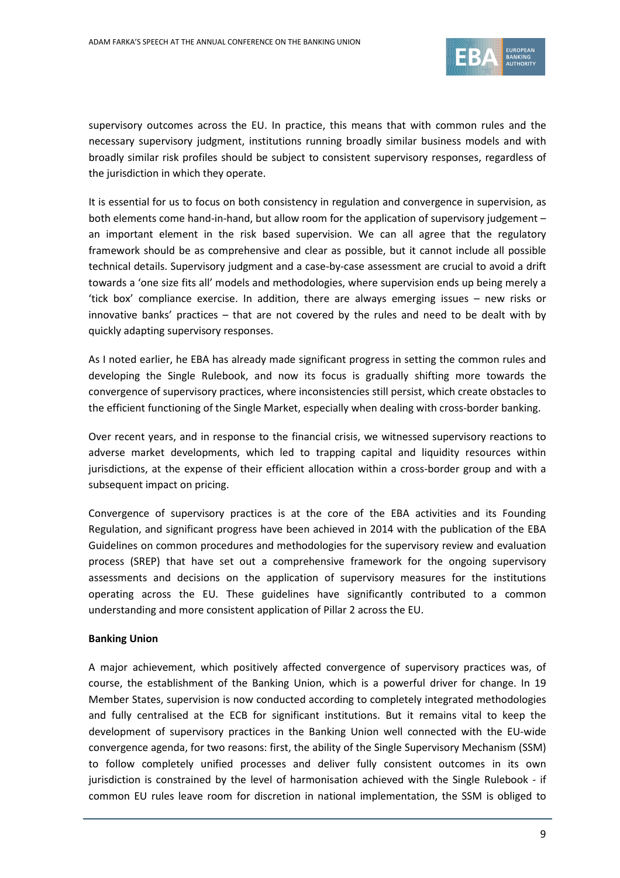supervisory outcomes across the EU. In practice, this means that with common rules and the necessary supervisory judgment, institutions running broadly similar business models and with broadly similar risk profiles should be subject to consistent supervisory responses, regardless of the jurisdiction in which they operate.

It is essential for us to focus on both consistency in regulation and convergence in supervision, as both elements come hand-in-hand, but allow room for the application of supervisory judgement – an important element in the risk based supervision. We can all agree that the regulatory framework should be as comprehensive and clear as possible, but it cannot include all possible technical details. Supervisory judgment and a case-by-case assessment are crucial to avoid a drift towards a 'one size fits all' models and methodologies, where supervision ends up being merely a 'tick box' compliance exercise. In addition, there are always emerging issues – new risks or innovative banks' practices – that are not covered by the rules and need to be dealt with by quickly adapting supervisory responses.

As I noted earlier, he EBA has already made significant progress in setting the common rules and developing the Single Rulebook, and now its focus is gradually shifting more towards the convergence of supervisory practices, where inconsistencies still persist, which create obstacles to the efficient functioning of the Single Market, especially when dealing with cross-border banking.

Over recent years, and in response to the financial crisis, we witnessed supervisory reactions to adverse market developments, which led to trapping capital and liquidity resources within jurisdictions, at the expense of their efficient allocation within a cross-border group and with a subsequent impact on pricing.

Convergence of supervisory practices is at the core of the EBA activities and its Founding Regulation, and significant progress have been achieved in 2014 with the publication of the EBA Guidelines on common procedures and methodologies for the supervisory review and evaluation process (SREP) that have set out a comprehensive framework for the ongoing supervisory assessments and decisions on the application of supervisory measures for the institutions operating across the EU. These guidelines have significantly contributed to a common understanding and more consistent application of Pillar 2 across the EU.

**Banking Union**

A major achievement, which positively affected convergence of supervisory practices was, of course, the establishment of the Banking Union, which is a powerful driver for change. In 19 Member States, supervision is now conducted according to completely integrated methodologies and fully centralised at the ECB for significant institutions. But it remains vital to keep the development of supervisory practices in the Banking Union well connected with the EU-wide convergence agenda, for two reasons: first, the ability of the Single Supervisory Mechanism (SSM) to follow completely unified processes and deliver fully consistent outcomes in its own jurisdiction is constrained by the level of harmonisation achieved with the Single Rulebook - if common EU rules leave room for discretion in national implementation, the SSM is obliged to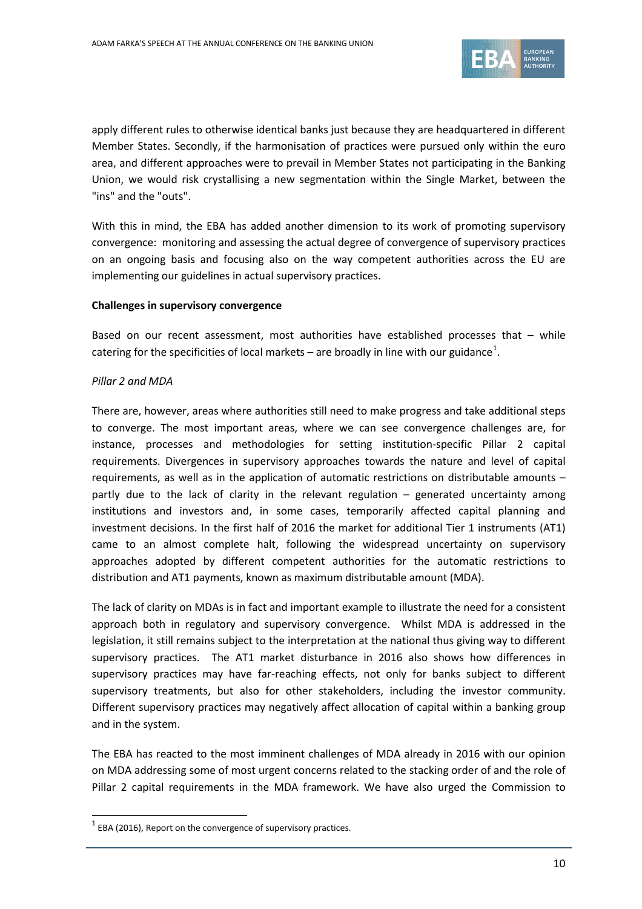apply different rules to otherwise identical banks just because they are headquartered in different Member States. Secondly, if the harmonisation of practices were pursued only within the euro area, and different approaches were to prevail in Member States not participating in the Banking Union, we would risk crystallising a new segmentation within the Single Market, between the "ins" and the "outs".

With this in mind, the EBA has added another dimension to its work of promoting supervisory convergence: monitoring and assessing the actual degree of convergence of supervisory practices on an ongoing basis and focusing also on the way competent authorities across the EU are implementing our guidelines in actual supervisory practices.

**Challenges in supervisory convergence**

Based on our recent assessment, most authorities have established processes that – while catering for the specificities of local markets – are broadly in line with our guidance[1].

*Pillar 2 and MDA*

There are, however, areas where authorities still need to make progress and take additional steps to converge. The most important areas, where we can see convergence challenges are, for instance, processes and methodologies for setting institution-specific Pillar 2 capital requirements. Divergences in supervisory approaches towards the nature and level of capital requirements, as well as in the application of automatic restrictions on distributable amounts – partly due to the lack of clarity in the relevant regulation – generated uncertainty among institutions and investors and, in some cases, temporarily affected capital planning and investment decisions. In the first half of 2016 the market for additional Tier 1 instruments (AT1) came to an almost complete halt, following the widespread uncertainty on supervisory approaches adopted by different competent authorities for the automatic restrictions to distribution and AT1 payments, known as maximum distributable amount (MDA).

The lack of clarity on MDAs is in fact and important example to illustrate the need for a consistent approach both in regulatory and supervisory convergence. Whilst MDA is addressed in the legislation, it still remains subject to the interpretation at the national thus giving way to different supervisory practices. The AT1 market disturbance in 2016 also shows how differences in supervisory practices may have far-reaching effects, not only for banks subject to different supervisory treatments, but also for other stakeholders, including the investor community. Different supervisory practices may negatively affect allocation of capital within a banking group and in the system.

The EBA has reacted to the most imminent challenges of MDA already in 2016 with our opinion on MDA addressing some of most urgent concerns related to the stacking order of and the role of Pillar 2 capital requirements in the MDA framework. We have also urged the Commission to

[1] EBA (2016), Report on the convergence of supervisory practices.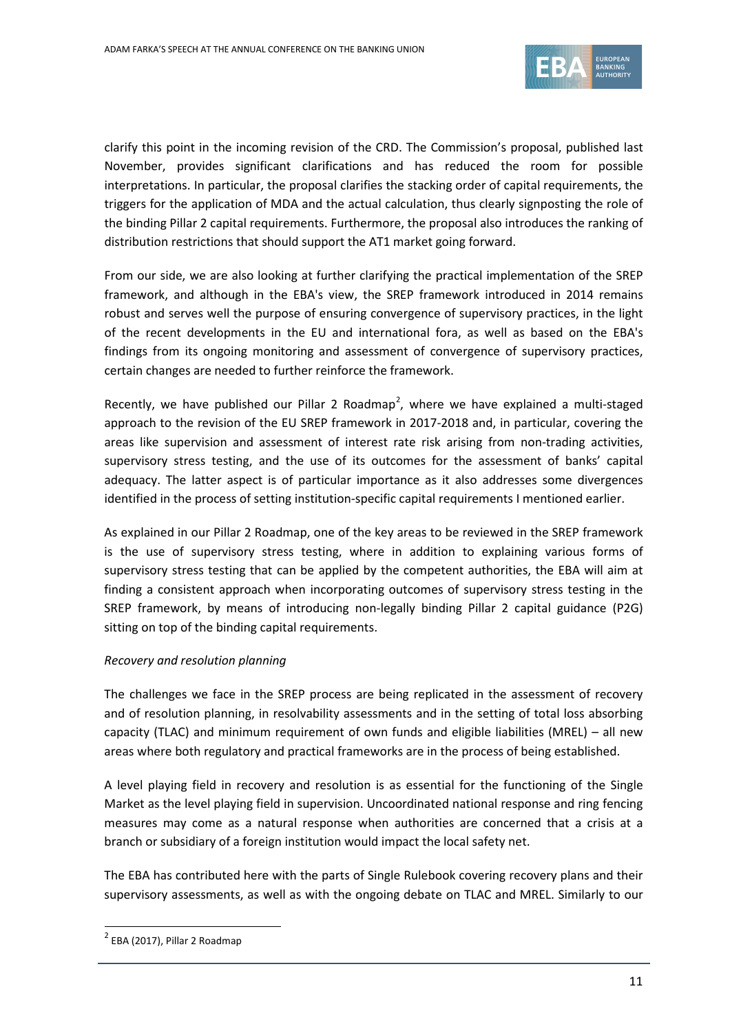clarify this point in the incoming revision of the CRD. The Commission's proposal, published last November, provides significant clarifications and has reduced the room for possible interpretations. In particular, the proposal clarifies the stacking order of capital requirements, the triggers for the application of MDA and the actual calculation, thus clearly signposting the role of the binding Pillar 2 capital requirements. Furthermore, the proposal also introduces the ranking of distribution restrictions that should support the AT1 market going forward.

From our side, we are also looking at further clarifying the practical implementation of the SREP framework, and although in the EBA's view, the SREP framework introduced in 2014 remains robust and serves well the purpose of ensuring convergence of supervisory practices, in the light of the recent developments in the EU and international fora, as well as based on the EBA's findings from its ongoing monitoring and assessment of convergence of supervisory practices, certain changes are needed to further reinforce the framework.

Recently, we have published our Pillar 2 Roadmap[2], where we have explained a multi-staged approach to the revision of the EU SREP framework in 2017-2018 and, in particular, covering the areas like supervision and assessment of interest rate risk arising from non-trading activities, supervisory stress testing, and the use of its outcomes for the assessment of banks' capital adequacy. The latter aspect is of particular importance as it also addresses some divergences identified in the process of setting institution-specific capital requirements I mentioned earlier.

As explained in our Pillar 2 Roadmap, one of the key areas to be reviewed in the SREP framework is the use of supervisory stress testing, where in addition to explaining various forms of supervisory stress testing that can be applied by the competent authorities, the EBA will aim at finding a consistent approach when incorporating outcomes of supervisory stress testing in the SREP framework, by means of introducing non-legally binding Pillar 2 capital guidance (P2G) sitting on top of the binding capital requirements.

*Recovery and resolution planning*

The challenges we face in the SREP process are being replicated in the assessment of recovery and of resolution planning, in resolvability assessments and in the setting of total loss absorbing capacity (TLAC) and minimum requirement of own funds and eligible liabilities (MREL) – all new areas where both regulatory and practical frameworks are in the process of being established.

A level playing field in recovery and resolution is as essential for the functioning of the Single Market as the level playing field in supervision. Uncoordinated national response and ring fencing measures may come as a natural response when authorities are concerned that a crisis at a branch or subsidiary of a foreign institution would impact the local safety net.

The EBA has contributed here with the parts of Single Rulebook covering recovery plans and their supervisory assessments, as well as with the ongoing debate on TLAC and MREL. Similarly to our

[2] EBA (2017), Pillar 2 Roadmap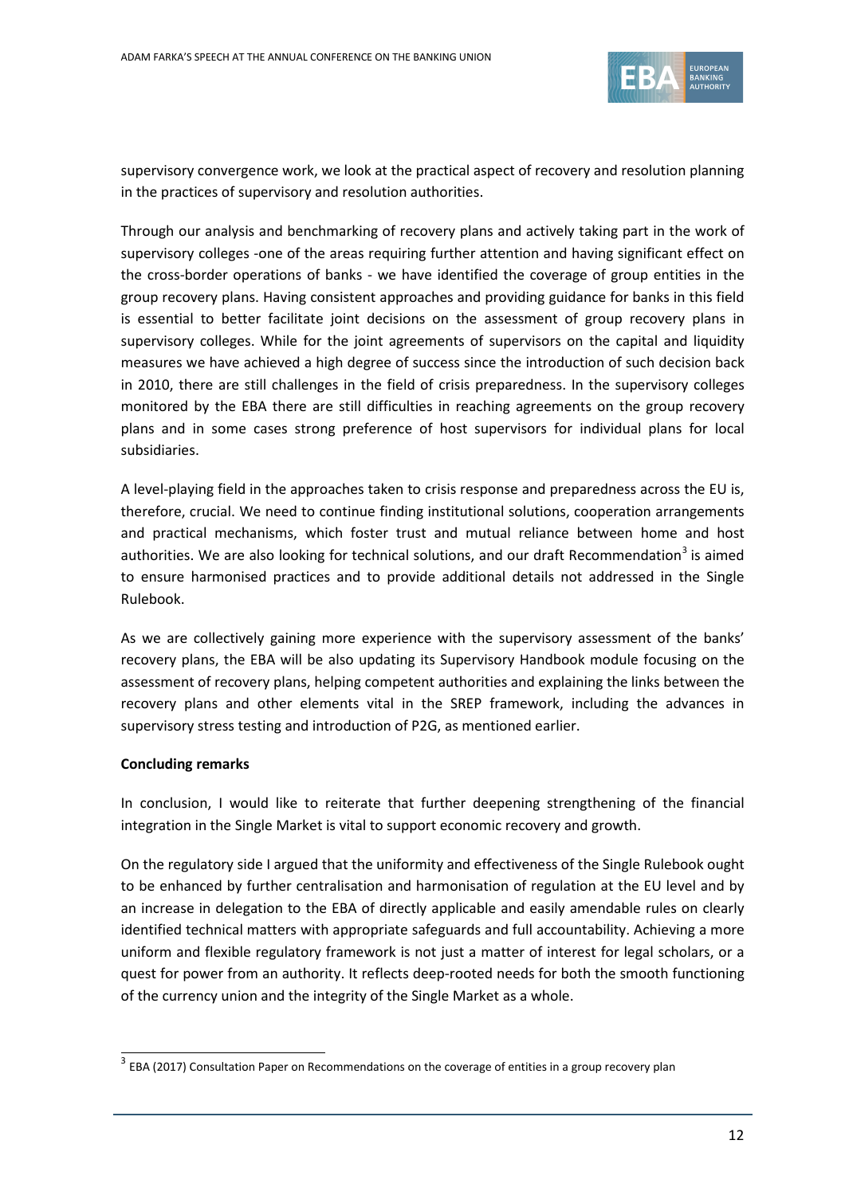supervisory convergence work, we look at the practical aspect of recovery and resolution planning in the practices of supervisory and resolution authorities.

Through our analysis and benchmarking of recovery plans and actively taking part in the work of supervisory colleges -one of the areas requiring further attention and having significant effect on the cross-border operations of banks - we have identified the coverage of group entities in the group recovery plans. Having consistent approaches and providing guidance for banks in this field is essential to better facilitate joint decisions on the assessment of group recovery plans in supervisory colleges. While for the joint agreements of supervisors on the capital and liquidity measures we have achieved a high degree of success since the introduction of such decision back in 2010, there are still challenges in the field of crisis preparedness. In the supervisory colleges monitored by the EBA there are still difficulties in reaching agreements on the group recovery plans and in some cases strong preference of host supervisors for individual plans for local subsidiaries.

A level-playing field in the approaches taken to crisis response and preparedness across the EU is, therefore, crucial. We need to continue finding institutional solutions, cooperation arrangements and practical mechanisms, which foster trust and mutual reliance between home and host authorities. We are also looking for technical solutions, and our draft Recommendation[3] is aimed to ensure harmonised practices and to provide additional details not addressed in the Single Rulebook.

As we are collectively gaining more experience with the supervisory assessment of the banks' recovery plans, the EBA will be also updating its Supervisory Handbook module focusing on the assessment of recovery plans, helping competent authorities and explaining the links between the recovery plans and other elements vital in the SREP framework, including the advances in supervisory stress testing and introduction of P2G, as mentioned earlier.

**Concluding remarks**

In conclusion, I would like to reiterate that further deepening strengthening of the financial integration in the Single Market is vital to support economic recovery and growth.

On the regulatory side I argued that the uniformity and effectiveness of the Single Rulebook ought to be enhanced by further centralisation and harmonisation of regulation at the EU level and by an increase in delegation to the EBA of directly applicable and easily amendable rules on clearly identified technical matters with appropriate safeguards and full accountability. Achieving a more uniform and flexible regulatory framework is not just a matter of interest for legal scholars, or a quest for power from an authority. It reflects deep-rooted needs for both the smooth functioning of the currency union and the integrity of the Single Market as a whole.

[3] EBA (2017) Consultation Paper on Recommendations on the coverage of entities in a group recovery plan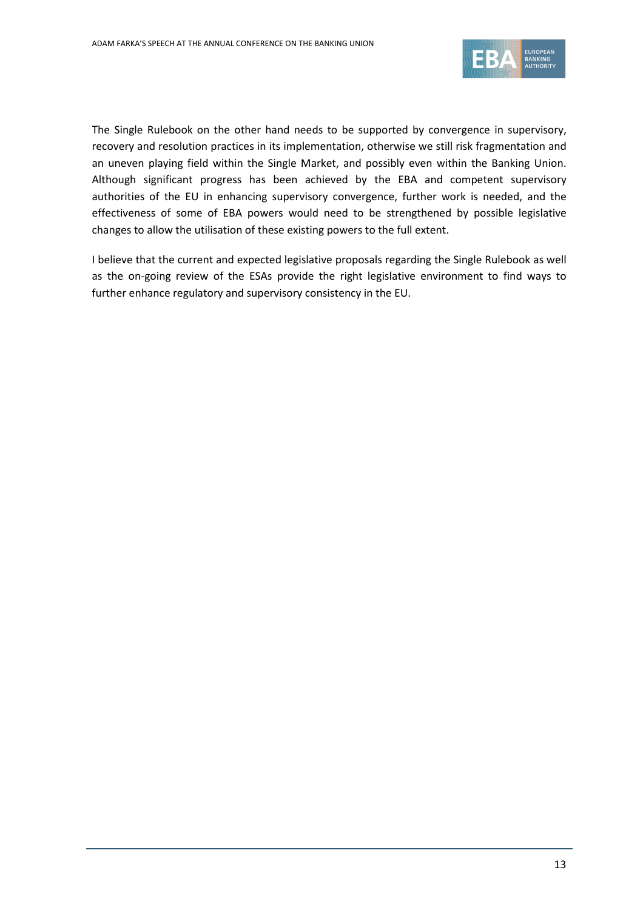The Single Rulebook on the other hand needs to be supported by convergence in supervisory, recovery and resolution practices in its implementation, otherwise we still risk fragmentation and an uneven playing field within the Single Market, and possibly even within the Banking Union. Although significant progress has been achieved by the EBA and competent supervisory authorities of the EU in enhancing supervisory convergence, further work is needed, and the effectiveness of some of EBA powers would need to be strengthened by possible legislative changes to allow the utilisation of these existing powers to the full extent.

I believe that the current and expected legislative proposals regarding the Single Rulebook as well as the on-going review of the ESAs provide the right legislative environment to find ways to further enhance regulatory and supervisory consistency in the EU.